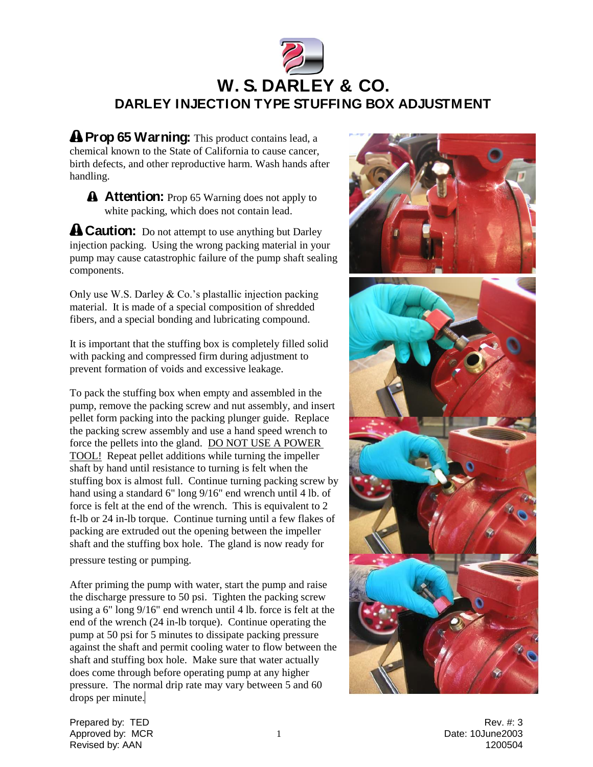# W. S. DARLEY & CO.

## DARLEY INJECTION TYPE STUFFING BOX ADJUSTMENT

**Prop 65 Warning:** This product contains lead, a chemical known to the State of California to cause cancer, birth defects, and other reproductive harm. Wash hands after handling.

> **Attention:** Prop 65 Warning does not apply to white packing, which does not contain lead.

**Caution:** Do not attempt to use anything but Darley injection packing. Using the wrong packing material in your pump may cause catastrophic failure of the pump shaft sealing components.

Only use W.S. Darley & Co.'s plastallic injection packing material. It is made of a special composition of shredded fibers, and a special bonding and lubricating compound.

It is important that the stuffing box is completely filled solid with packing and compressed firm during adjustment to prevent formation of voids and excessive leakage.

To pack the stuffing box when empty and assembled in the pump, remove the packing screw and nut assembly, and insert pellet form packing into the packing plunger guide. Replace the packing screw assembly and use a hand speed wrench to force the pellets into the gland. DO NOT USE A POWER TOOL! Repeat pellet additions while turning the impeller shaft by hand until resistance to turning is felt when the stuffing box is almost full. Continue turning packing screw by hand using a standard 6" long 9/16" end wrench until 4 lb. of force is felt at the end of the wrench. This is equivalent to 2 ft-lb or 24 in-lb torque. Continue turning until a few flakes of packing are extruded out the opening between the impeller shaft and the stuffing box hole. The gland is now ready for pressure testing or pumping.

After priming the pump with water, start the pump and raise the discharge pressure to 50 psi. Tighten the packing screw using a 6" long 9/16" end wrench until 4 lb. force is felt at the end of the wrench (24 in-lb torque). Continue operating the pump at 50 psi for 5 minutes to dissipate packing pressure against the shaft and permit cooling water to flow between the shaft and stuffing box hole. Make sure that water actually does come through before operating pump at any higher pressure. The normal drip rate may vary between 5 and 60 drops per minute.

Prepared by: TED
Approved by: MCR
Revised by: AAN

Rev. #: 3
Date: 10June2003
1200504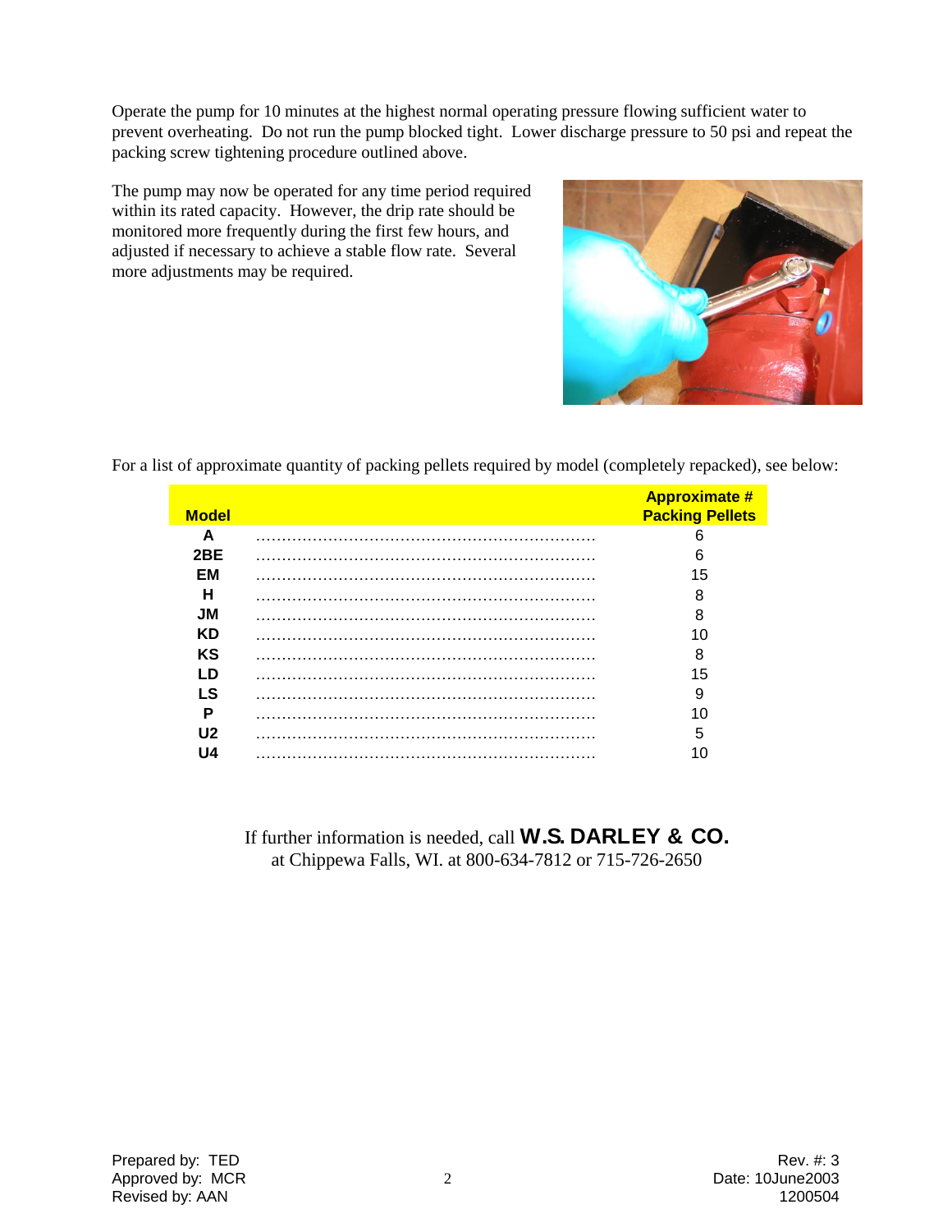Operate the pump for 10 minutes at the highest normal operating pressure flowing sufficient water to prevent overheating. Do not run the pump blocked tight. Lower discharge pressure to 50 psi and repeat the packing screw tightening procedure outlined above.

The pump may now be operated for any time period required within its rated capacity. However, the drip rate should be monitored more frequently during the first few hours, and adjusted if necessary to achieve a stable flow rate. Several more adjustments may be required.

For a list of approximate quantity of packing pellets required by model (completely repacked), see below:

| Model | Approximate # Packing Pellets |
|---|---|
| A | 6 |
| 2BE | 6 |
| EM | 15 |
| H | 8 |
| JM | 8 |
| KD | 10 |
| KS | 8 |
| LD | 15 |
| LS | 9 |
| P | 10 |
| U2 | 5 |
| U4 | 10 |

If further information is needed, call **W.S. DARLEY & CO.**
at Chippewa Falls, WI. at 800-634-7812 or 715-726-2650

Prepared by: TED
Approved by: MCR
Revised by: AAN

Rev. #: 3
Date: 10June2003
1200504